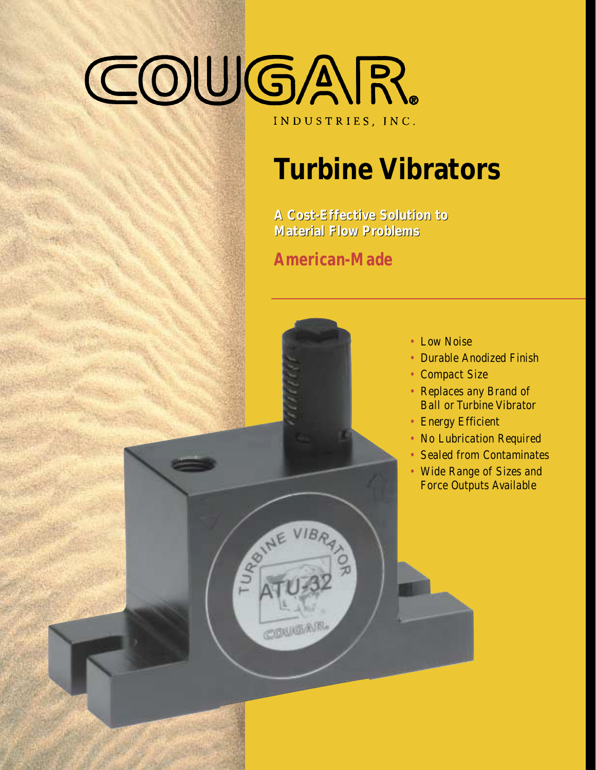# COUGAR®

INDUSTRIES, INC.

# Turbine Vibrators

**A Cost-Effective Solution to Material Flow Problems**

**American-Made**

- Low Noise
- Durable Anodized Finish
- Compact Size
- Replaces any Brand of Ball or Turbine Vibrator
- Energy Efficient
- No Lubrication Required
- Sealed from Contaminates
- Wide Range of Sizes and Force Outputs Available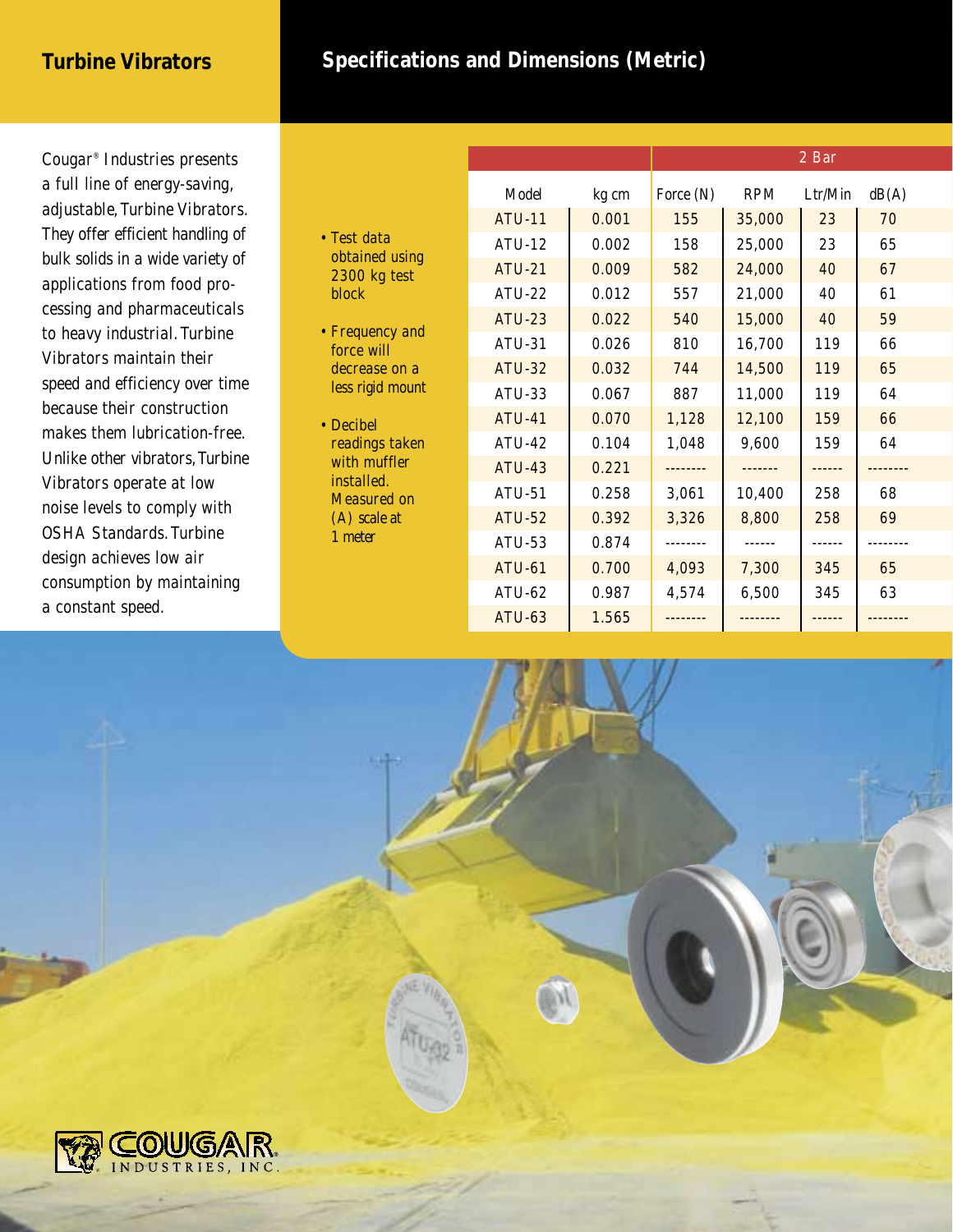## Turbine Vibrators

Cougar® Industries presents a full line of energy-saving, adjustable, Turbine Vibrators. They offer efficient handling of bulk solids in a wide variety of applications from food processing and pharmaceuticals to heavy industrial. Turbine Vibrators maintain their speed and efficiency over time because their construction makes them lubrication-free. Unlike other vibrators, Turbine Vibrators operate at low noise levels to comply with OSHA Standards. Turbine design achieves low air consumption by maintaining a constant speed.

## Specifications and Dimensions (Metric)

- Test data obtained using 2300 kg test block
- Frequency and force will decrease on a less rigid mount
- Decibel readings taken with muffler installed. Measured on (A) scale at 1 meter

| | | 2 Bar | | | |
|---|---|---|---|---|---|
| Model | kg cm | Force (N) | RPM | Ltr/Min | dB(A) |
| ATU-11 | 0.001 | 155 | 35,000 | 23 | 70 |
| ATU-12 | 0.002 | 158 | 25,000 | 23 | 65 |
| ATU-21 | 0.009 | 582 | 24,000 | 40 | 67 |
| ATU-22 | 0.012 | 557 | 21,000 | 40 | 61 |
| ATU-23 | 0.022 | 540 | 15,000 | 40 | 59 |
| ATU-31 | 0.026 | 810 | 16,700 | 119 | 66 |
| ATU-32 | 0.032 | 744 | 14,500 | 119 | 65 |
| ATU-33 | 0.067 | 887 | 11,000 | 119 | 64 |
| ATU-41 | 0.070 | 1,128 | 12,100 | 159 | 66 |
| ATU-42 | 0.104 | 1,048 | 9,600 | 159 | 64 |
| ATU-43 | 0.221 | -------- | ------- | ------ | -------- |
| ATU-51 | 0.258 | 3,061 | 10,400 | 258 | 68 |
| ATU-52 | 0.392 | 3,326 | 8,800 | 258 | 69 |
| ATU-53 | 0.874 | -------- | ------ | ------ | -------- |
| ATU-61 | 0.700 | 4,093 | 7,300 | 345 | 65 |
| ATU-62 | 0.987 | 4,574 | 6,500 | 345 | 63 |
| ATU-63 | 1.565 | -------- | -------- | ------ | -------- |

COUGAR INDUSTRIES, INC.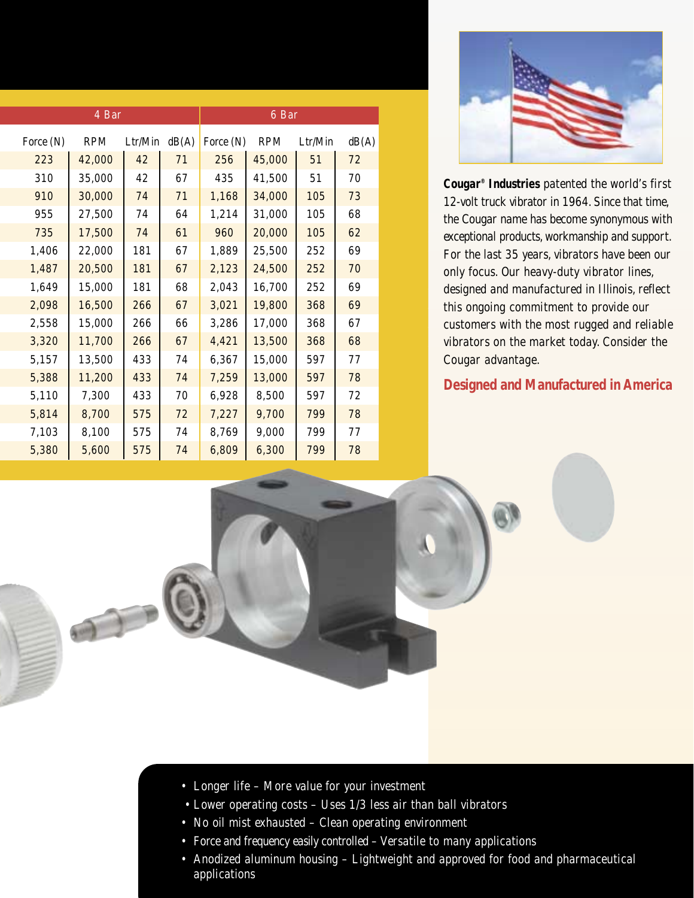| 4 Bar | | | | 6 Bar | | | |
|---|---|---|---|---|---|---|---|
| Force (N) | RPM | Ltr/Min | dB(A) | Force (N) | RPM | Ltr/Min | dB(A) |
| 223 | 42,000 | 42 | 71 | 256 | 45,000 | 51 | 72 |
| 310 | 35,000 | 42 | 67 | 435 | 41,500 | 51 | 70 |
| 910 | 30,000 | 74 | 71 | 1,168 | 34,000 | 105 | 73 |
| 955 | 27,500 | 74 | 64 | 1,214 | 31,000 | 105 | 68 |
| 735 | 17,500 | 74 | 61 | 960 | 20,000 | 105 | 62 |
| 1,406 | 22,000 | 181 | 67 | 1,889 | 25,500 | 252 | 69 |
| 1,487 | 20,500 | 181 | 67 | 2,123 | 24,500 | 252 | 70 |
| 1,649 | 15,000 | 181 | 68 | 2,043 | 16,700 | 252 | 69 |
| 2,098 | 16,500 | 266 | 67 | 3,021 | 19,800 | 368 | 69 |
| 2,558 | 15,000 | 266 | 66 | 3,286 | 17,000 | 368 | 67 |
| 3,320 | 11,700 | 266 | 67 | 4,421 | 13,500 | 368 | 68 |
| 5,157 | 13,500 | 433 | 74 | 6,367 | 15,000 | 597 | 77 |
| 5,388 | 11,200 | 433 | 74 | 7,259 | 13,000 | 597 | 78 |
| 5,110 | 7,300 | 433 | 70 | 6,928 | 8,500 | 597 | 72 |
| 5,814 | 8,700 | 575 | 72 | 7,227 | 9,700 | 799 | 78 |
| 7,103 | 8,100 | 575 | 74 | 8,769 | 9,000 | 799 | 77 |
| 5,380 | 5,600 | 575 | 74 | 6,809 | 6,300 | 799 | 78 |

**Cougar® Industries** patented the world's first 12-volt truck vibrator in 1964. Since that time, the Cougar name has become synonymous with exceptional products, workmanship and support. For the last 35 years, vibrators have been our only focus. Our heavy-duty vibrator lines, designed and manufactured in Illinois, reflect this ongoing commitment to provide our customers with the most rugged and reliable vibrators on the market today. Consider the Cougar advantage.

**Designed and Manufactured in America**

- Longer life – More value for your investment
- Lower operating costs – Uses 1/3 less air than ball vibrators
- No oil mist exhausted – Clean operating environment
- Force and frequency easily controlled – Versatile to many applications
- Anodized aluminum housing – Lightweight and approved for food and pharmaceutical applications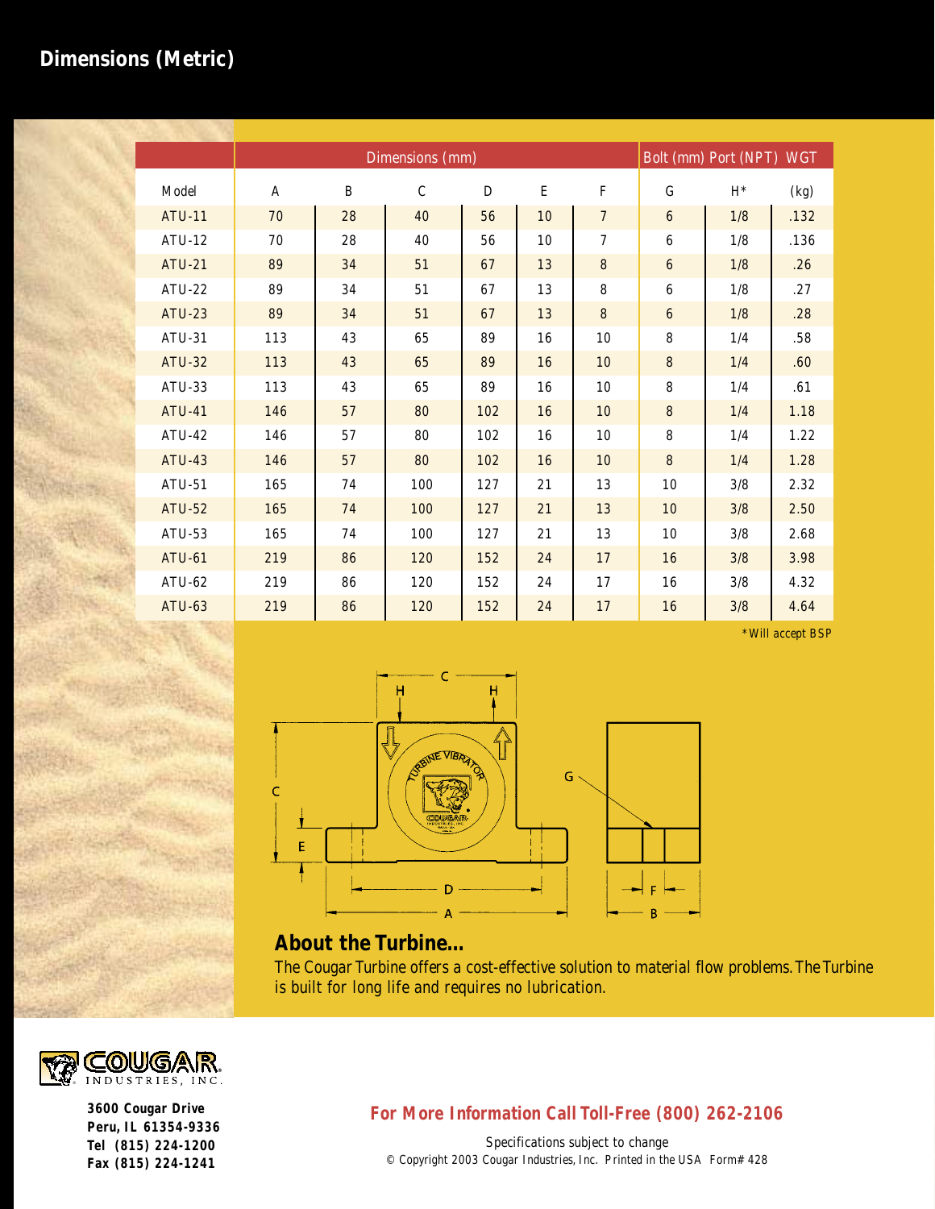## Dimensions (Metric)

| | Dimensions (mm) | | | | | | Bolt (mm) | Port (NPT) | WGT |
|---|---|---|---|---|---|---|---|---|---|
| Model | A | B | C | D | E | F | G | H* | (kg) |
| ATU-11 | 70 | 28 | 40 | 56 | 10 | 7 | 6 | 1/8 | .132 |
| ATU-12 | 70 | 28 | 40 | 56 | 10 | 7 | 6 | 1/8 | .136 |
| ATU-21 | 89 | 34 | 51 | 67 | 13 | 8 | 6 | 1/8 | .26 |
| ATU-22 | 89 | 34 | 51 | 67 | 13 | 8 | 6 | 1/8 | .27 |
| ATU-23 | 89 | 34 | 51 | 67 | 13 | 8 | 6 | 1/8 | .28 |
| ATU-31 | 113 | 43 | 65 | 89 | 16 | 10 | 8 | 1/4 | .58 |
| ATU-32 | 113 | 43 | 65 | 89 | 16 | 10 | 8 | 1/4 | .60 |
| ATU-33 | 113 | 43 | 65 | 89 | 16 | 10 | 8 | 1/4 | .61 |
| ATU-41 | 146 | 57 | 80 | 102 | 16 | 10 | 8 | 1/4 | 1.18 |
| ATU-42 | 146 | 57 | 80 | 102 | 16 | 10 | 8 | 1/4 | 1.22 |
| ATU-43 | 146 | 57 | 80 | 102 | 16 | 10 | 8 | 1/4 | 1.28 |
| ATU-51 | 165 | 74 | 100 | 127 | 21 | 13 | 10 | 3/8 | 2.32 |
| ATU-52 | 165 | 74 | 100 | 127 | 21 | 13 | 10 | 3/8 | 2.50 |
| ATU-53 | 165 | 74 | 100 | 127 | 21 | 13 | 10 | 3/8 | 2.68 |
| ATU-61 | 219 | 86 | 120 | 152 | 24 | 17 | 16 | 3/8 | 3.98 |
| ATU-62 | 219 | 86 | 120 | 152 | 24 | 17 | 16 | 3/8 | 4.32 |
| ATU-63 | 219 | 86 | 120 | 152 | 24 | 17 | 16 | 3/8 | 4.64 |

*Will accept BSP

C
H
H
C
E
D
A
G
F
B

### About the Turbine...

The Cougar Turbine offers a cost-effective solution to material flow problems. The Turbine is built for long life and requires no lubrication.

COUGAR INDUSTRIES, INC.

**3600 Cougar Drive**
**Peru, IL 61354-9336**
**Tel (815) 224-1200**
**Fax (815) 224-1241**

**For More Information Call Toll-Free (800) 262-2106**

Specifications subject to change

© Copyright 2003 Cougar Industries, Inc. Printed in the USA Form# 428